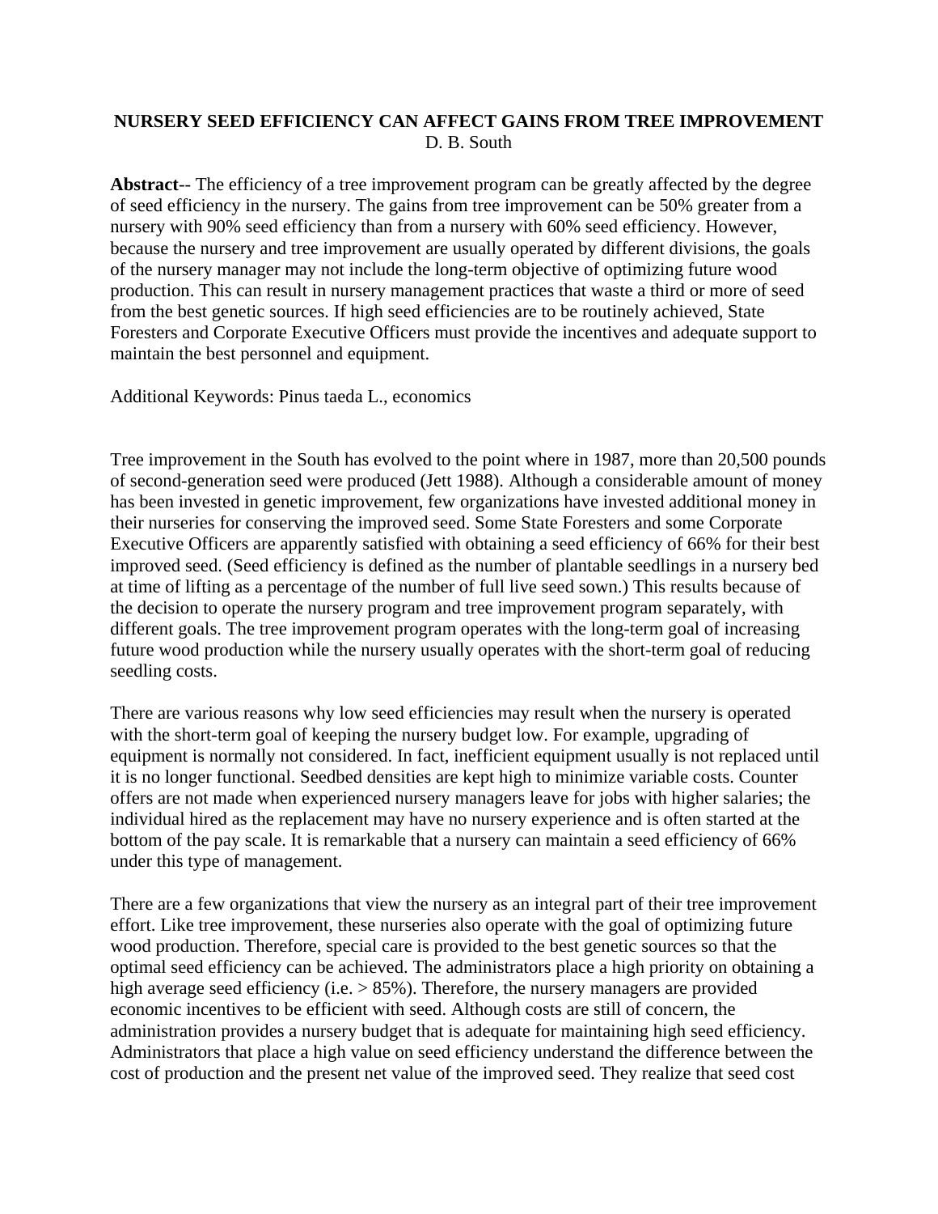# NURSERY SEED EFFICIENCY CAN AFFECT GAINS FROM TREE IMPROVEMENT

D. B. South

**Abstract**-- The efficiency of a tree improvement program can be greatly affected by the degree of seed efficiency in the nursery. The gains from tree improvement can be 50% greater from a nursery with 90% seed efficiency than from a nursery with 60% seed efficiency. However, because the nursery and tree improvement are usually operated by different divisions, the goals of the nursery manager may not include the long-term objective of optimizing future wood production. This can result in nursery management practices that waste a third or more of seed from the best genetic sources. If high seed efficiencies are to be routinely achieved, State Foresters and Corporate Executive Officers must provide the incentives and adequate support to maintain the best personnel and equipment.

Additional Keywords: Pinus taeda L., economics

Tree improvement in the South has evolved to the point where in 1987, more than 20,500 pounds of second-generation seed were produced (Jett 1988). Although a considerable amount of money has been invested in genetic improvement, few organizations have invested additional money in their nurseries for conserving the improved seed. Some State Foresters and some Corporate Executive Officers are apparently satisfied with obtaining a seed efficiency of 66% for their best improved seed. (Seed efficiency is defined as the number of plantable seedlings in a nursery bed at time of lifting as a percentage of the number of full live seed sown.) This results because of the decision to operate the nursery program and tree improvement program separately, with different goals. The tree improvement program operates with the long-term goal of increasing future wood production while the nursery usually operates with the short-term goal of reducing seedling costs.

There are various reasons why low seed efficiencies may result when the nursery is operated with the short-term goal of keeping the nursery budget low. For example, upgrading of equipment is normally not considered. In fact, inefficient equipment usually is not replaced until it is no longer functional. Seedbed densities are kept high to minimize variable costs. Counter offers are not made when experienced nursery managers leave for jobs with higher salaries; the individual hired as the replacement may have no nursery experience and is often started at the bottom of the pay scale. It is remarkable that a nursery can maintain a seed efficiency of 66% under this type of management.

There are a few organizations that view the nursery as an integral part of their tree improvement effort. Like tree improvement, these nurseries also operate with the goal of optimizing future wood production. Therefore, special care is provided to the best genetic sources so that the optimal seed efficiency can be achieved. The administrators place a high priority on obtaining a high average seed efficiency (i.e. > 85%). Therefore, the nursery managers are provided economic incentives to be efficient with seed. Although costs are still of concern, the administration provides a nursery budget that is adequate for maintaining high seed efficiency. Administrators that place a high value on seed efficiency understand the difference between the cost of production and the present net value of the improved seed. They realize that seed cost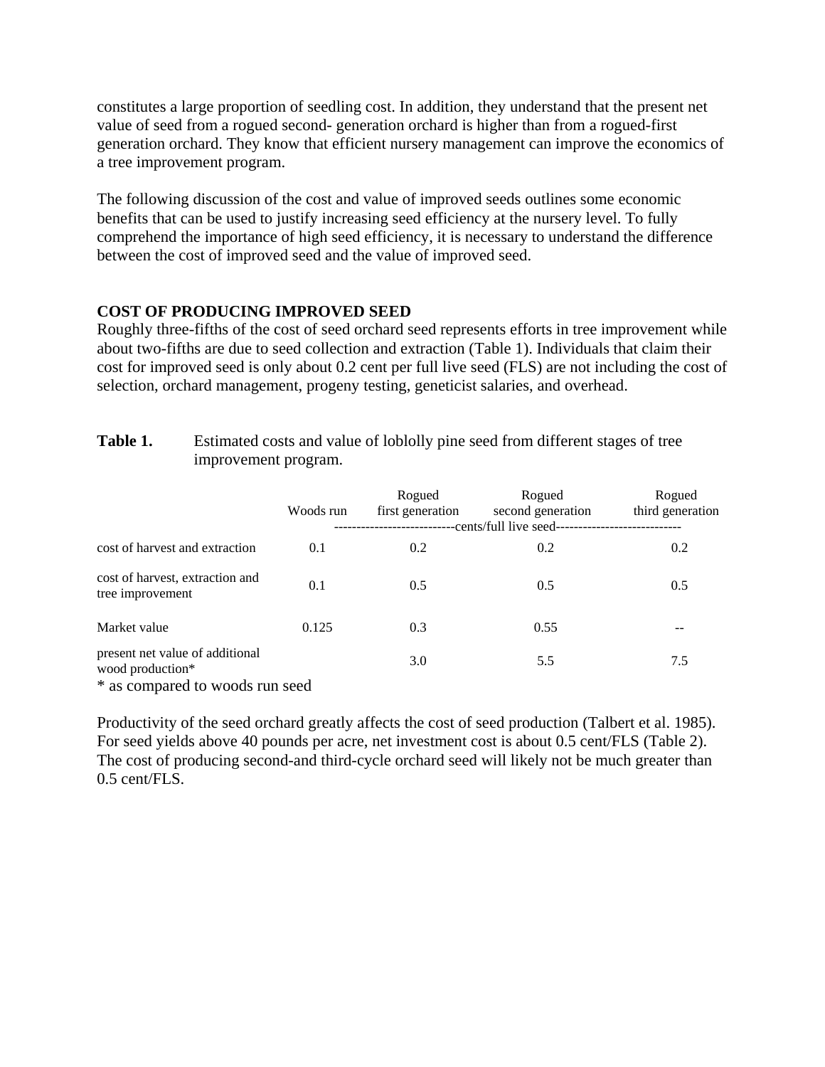constitutes a large proportion of seedling cost. In addition, they understand that the present net value of seed from a rogued second- generation orchard is higher than from a rogued-first generation orchard. They know that efficient nursery management can improve the economics of a tree improvement program.

The following discussion of the cost and value of improved seeds outlines some economic benefits that can be used to justify increasing seed efficiency at the nursery level. To fully comprehend the importance of high seed efficiency, it is necessary to understand the difference between the cost of improved seed and the value of improved seed.

## COST OF PRODUCING IMPROVED SEED

Roughly three-fifths of the cost of seed orchard seed represents efforts in tree improvement while about two-fifths are due to seed collection and extraction (Table 1). Individuals that claim their cost for improved seed is only about 0.2 cent per full live seed (FLS) are not including the cost of selection, orchard management, progeny testing, geneticist salaries, and overhead.

**Table 1.** Estimated costs and value of loblolly pine seed from different stages of tree improvement program.

| | Woods run | Rogued first generation | Rogued second generation | Rogued third generation |
|---|---|---|---|---|
| | -------------------------- | cents/full live seed | -------------------------- | |
| cost of harvest and extraction | 0.1 | 0.2 | 0.2 | 0.2 |
| cost of harvest, extraction and tree improvement | 0.1 | 0.5 | 0.5 | 0.5 |
| Market value | 0.125 | 0.3 | 0.55 | -- |
| present net value of additional wood production* | | 3.0 | 5.5 | 7.5 |

\* as compared to woods run seed

Productivity of the seed orchard greatly affects the cost of seed production (Talbert et al. 1985). For seed yields above 40 pounds per acre, net investment cost is about 0.5 cent/FLS (Table 2). The cost of producing second-and third-cycle orchard seed will likely not be much greater than 0.5 cent/FLS.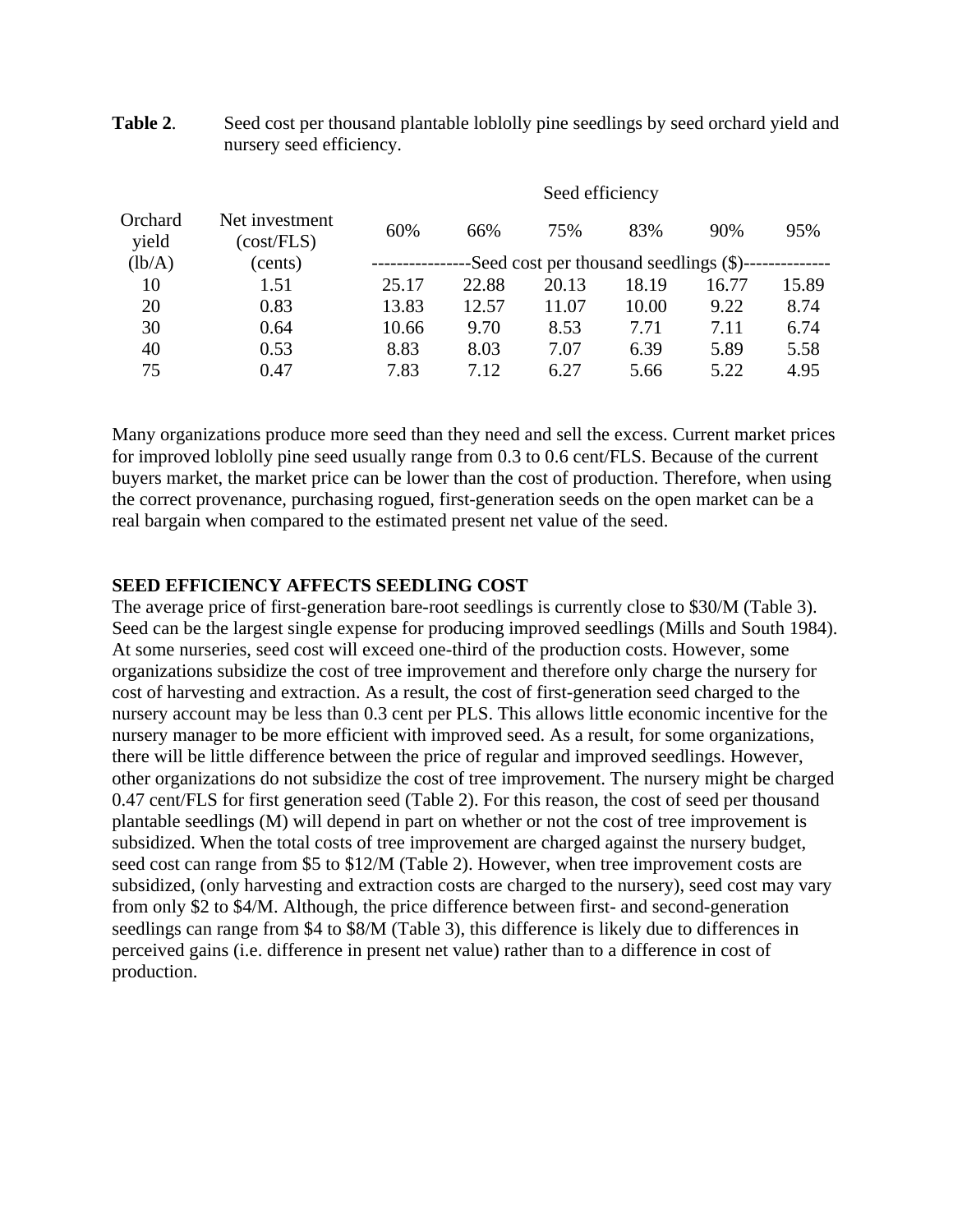**Table 2**. Seed cost per thousand plantable loblolly pine seedlings by seed orchard yield and nursery seed efficiency.

| Orchard yield (lb/A) | Net investment (cost/FLS) (cents) | Seed efficiency 60% | 66% | 75% | 83% | 90% | 95% |
|---|---|---|---|---|---|---|---|
| | | ----------------Seed cost per thousand seedlings ($)-------------- | | | | | |
| 10 | 1.51 | 25.17 | 22.88 | 20.13 | 18.19 | 16.77 | 15.89 |
| 20 | 0.83 | 13.83 | 12.57 | 11.07 | 10.00 | 9.22 | 8.74 |
| 30 | 0.64 | 10.66 | 9.70 | 8.53 | 7.71 | 7.11 | 6.74 |
| 40 | 0.53 | 8.83 | 8.03 | 7.07 | 6.39 | 5.89 | 5.58 |
| 75 | 0.47 | 7.83 | 7.12 | 6.27 | 5.66 | 5.22 | 4.95 |

Many organizations produce more seed than they need and sell the excess. Current market prices for improved loblolly pine seed usually range from 0.3 to 0.6 cent/FLS. Because of the current buyers market, the market price can be lower than the cost of production. Therefore, when using the correct provenance, purchasing rogued, first-generation seeds on the open market can be a real bargain when compared to the estimated present net value of the seed.

**SEED EFFICIENCY AFFECTS SEEDLING COST**

The average price of first-generation bare-root seedlings is currently close to $30/M (Table 3). Seed can be the largest single expense for producing improved seedlings (Mills and South 1984). At some nurseries, seed cost will exceed one-third of the production costs. However, some organizations subsidize the cost of tree improvement and therefore only charge the nursery for cost of harvesting and extraction. As a result, the cost of first-generation seed charged to the nursery account may be less than 0.3 cent per PLS. This allows little economic incentive for the nursery manager to be more efficient with improved seed. As a result, for some organizations, there will be little difference between the price of regular and improved seedlings. However, other organizations do not subsidize the cost of tree improvement. The nursery might be charged 0.47 cent/FLS for first generation seed (Table 2). For this reason, the cost of seed per thousand plantable seedlings (M) will depend in part on whether or not the cost of tree improvement is subsidized. When the total costs of tree improvement are charged against the nursery budget, seed cost can range from $5 to $12/M (Table 2). However, when tree improvement costs are subsidized, (only harvesting and extraction costs are charged to the nursery), seed cost may vary from only $2 to $4/M. Although, the price difference between first- and second-generation seedlings can range from $4 to $8/M (Table 3), this difference is likely due to differences in perceived gains (i.e. difference in present net value) rather than to a difference in cost of production.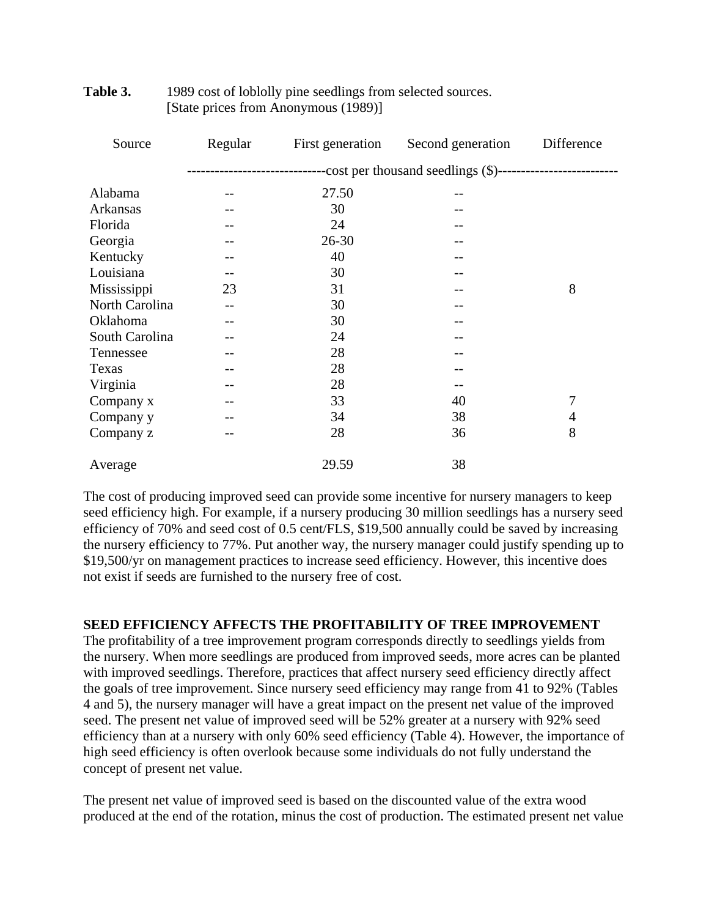**Table 3.** 1989 cost of loblolly pine seedlings from selected sources. [State prices from Anonymous (1989)]

| Source | Regular | First generation | Second generation | Difference |
|---|---|---|---|---|
| | cost per thousand seedlings ($) | | | |
| Alabama | -- | 27.50 | -- | |
| Arkansas | -- | 30 | -- | |
| Florida | -- | 24 | -- | |
| Georgia | -- | 26-30 | -- | |
| Kentucky | -- | 40 | -- | |
| Louisiana | -- | 30 | -- | |
| Mississippi | 23 | 31 | -- | 8 |
| North Carolina | -- | 30 | -- | |
| Oklahoma | -- | 30 | -- | |
| South Carolina | -- | 24 | -- | |
| Tennessee | -- | 28 | -- | |
| Texas | -- | 28 | -- | |
| Virginia | -- | 28 | -- | |
| Company x | -- | 33 | 40 | 7 |
| Company y | -- | 34 | 38 | 4 |
| Company z | -- | 28 | 36 | 8 |
| Average | | 29.59 | 38 | |

The cost of producing improved seed can provide some incentive for nursery managers to keep seed efficiency high. For example, if a nursery producing 30 million seedlings has a nursery seed efficiency of 70% and seed cost of 0.5 cent/FLS, $19,500 annually could be saved by increasing the nursery efficiency to 77%. Put another way, the nursery manager could justify spending up to $19,500/yr on management practices to increase seed efficiency. However, this incentive does not exist if seeds are furnished to the nursery free of cost.

**SEED EFFICIENCY AFFECTS THE PROFITABILITY OF TREE IMPROVEMENT**

The profitability of a tree improvement program corresponds directly to seedlings yields from the nursery. When more seedlings are produced from improved seeds, more acres can be planted with improved seedlings. Therefore, practices that affect nursery seed efficiency directly affect the goals of tree improvement. Since nursery seed efficiency may range from 41 to 92% (Tables 4 and 5), the nursery manager will have a great impact on the present net value of the improved seed. The present net value of improved seed will be 52% greater at a nursery with 92% seed efficiency than at a nursery with only 60% seed efficiency (Table 4). However, the importance of high seed efficiency is often overlook because some individuals do not fully understand the concept of present net value.

The present net value of improved seed is based on the discounted value of the extra wood produced at the end of the rotation, minus the cost of production. The estimated present net value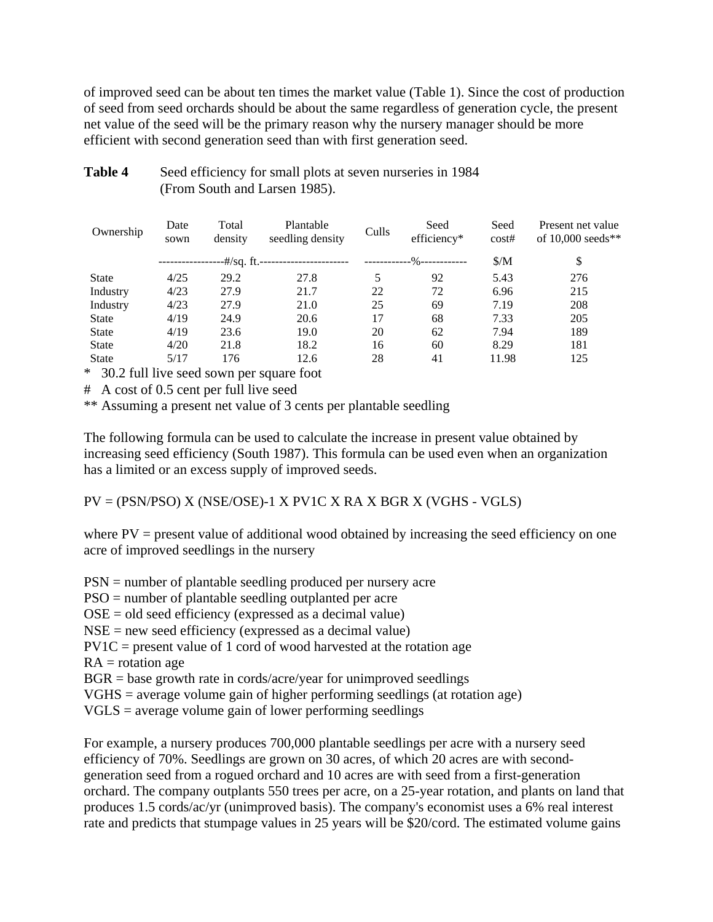of improved seed can be about ten times the market value (Table 1). Since the cost of production of seed from seed orchards should be about the same regardless of generation cycle, the present net value of the seed will be the primary reason why the nursery manager should be more efficient with second generation seed than with first generation seed.

**Table 4** Seed efficiency for small plots at seven nurseries in 1984 (From South and Larsen 1985).

| Ownership | Date sown | Total density | Plantable seedling density | Culls | Seed efficiency* | Seed cost# | Present net value of 10,000 seeds** |
|---|---|---|---|---|---|---|---|
| | -----------------#/sq. ft.----------------------- | | | ------------%------------ | | $/M | $ |
| State | 4/25 | 29.2 | 27.8 | 5 | 92 | 5.43 | 276 |
| Industry | 4/23 | 27.9 | 21.7 | 22 | 72 | 6.96 | 215 |
| Industry | 4/23 | 27.9 | 21.0 | 25 | 69 | 7.19 | 208 |
| State | 4/19 | 24.9 | 20.6 | 17 | 68 | 7.33 | 205 |
| State | 4/19 | 23.6 | 19.0 | 20 | 62 | 7.94 | 189 |
| State | 4/20 | 21.8 | 18.2 | 16 | 60 | 8.29 | 181 |
| State | 5/17 | 176 | 12.6 | 28 | 41 | 11.98 | 125 |

\* 30.2 full live seed sown per square foot

\# A cost of 0.5 cent per full live seed

\*\* Assuming a present net value of 3 cents per plantable seedling

The following formula can be used to calculate the increase in present value obtained by increasing seed efficiency (South 1987). This formula can be used even when an organization has a limited or an excess supply of improved seeds.

$$PV = (PSN/PSO) \times (NSE/OSE)-1 \times PV1C \times RA \times BGR \times (VGHS - VGLS)$$

where PV = present value of additional wood obtained by increasing the seed efficiency on one acre of improved seedlings in the nursery

PSN = number of plantable seedling produced per nursery acre
PSO = number of plantable seedling outplanted per acre
OSE = old seed efficiency (expressed as a decimal value)
NSE = new seed efficiency (expressed as a decimal value)
PV1C = present value of 1 cord of wood harvested at the rotation age
RA = rotation age
BGR = base growth rate in cords/acre/year for unimproved seedlings
VGHS = average volume gain of higher performing seedlings (at rotation age)
VGLS = average volume gain of lower performing seedlings

For example, a nursery produces 700,000 plantable seedlings per acre with a nursery seed efficiency of 70%. Seedlings are grown on 30 acres, of which 20 acres are with second-generation seed from a rogued orchard and 10 acres are with seed from a first-generation orchard. The company outplants 550 trees per acre, on a 25-year rotation, and plants on land that produces 1.5 cords/ac/yr (unimproved basis). The company's economist uses a 6% real interest rate and predicts that stumpage values in 25 years will be $20/cord. The estimated volume gains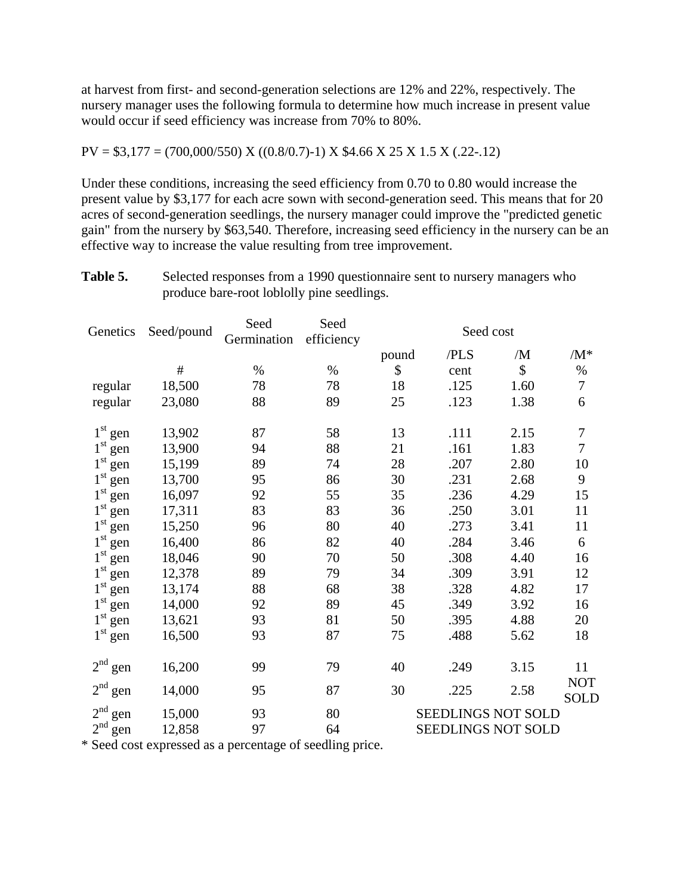at harvest from first- and second-generation selections are 12% and 22%, respectively. The nursery manager uses the following formula to determine how much increase in present value would occur if seed efficiency was increase from 70% to 80%.

$$PV = \$3{,}177 = (700{,}000/550) \times ((0.8/0.7)-1) \times \$4.66 \times 25 \times 1.5 \times (.22-.12)$$

Under these conditions, increasing the seed efficiency from 0.70 to 0.80 would increase the present value by $3,177 for each acre sown with second-generation seed. This means that for 20 acres of second-generation seedlings, the nursery manager could improve the "predicted genetic gain" from the nursery by $63,540. Therefore, increasing seed efficiency in the nursery can be an effective way to increase the value resulting from tree improvement.

**Table 5.** Selected responses from a 1990 questionnaire sent to nursery managers who produce bare-root loblolly pine seedlings.

| Genetics | Seed/pound | Seed Germination | Seed efficiency | Seed cost | | | |
|---|---|---|---|---|---|---|---|
| | | | | pound | /PLS | /M | /M* |
| | # | % | % | $ | cent | $ | % |
| regular | 18,500 | 78 | 78 | 18 | .125 | 1.60 | 7 |
| regular | 23,080 | 88 | 89 | 25 | .123 | 1.38 | 6 |
| 1st gen | 13,902 | 87 | 58 | 13 | .111 | 2.15 | 7 |
| 1st gen | 13,900 | 94 | 88 | 21 | .161 | 1.83 | 7 |
| 1st gen | 15,199 | 89 | 74 | 28 | .207 | 2.80 | 10 |
| 1st gen | 13,700 | 95 | 86 | 30 | .231 | 2.68 | 9 |
| 1st gen | 16,097 | 92 | 55 | 35 | .236 | 4.29 | 15 |
| 1st gen | 17,311 | 83 | 83 | 36 | .250 | 3.01 | 11 |
| 1st gen | 15,250 | 96 | 80 | 40 | .273 | 3.41 | 11 |
| 1st gen | 16,400 | 86 | 82 | 40 | .284 | 3.46 | 6 |
| 1st gen | 18,046 | 90 | 70 | 50 | .308 | 4.40 | 16 |
| 1st gen | 12,378 | 89 | 79 | 34 | .309 | 3.91 | 12 |
| 1st gen | 13,174 | 88 | 68 | 38 | .328 | 4.82 | 17 |
| 1st gen | 14,000 | 92 | 89 | 45 | .349 | 3.92 | 16 |
| 1st gen | 13,621 | 93 | 81 | 50 | .395 | 4.88 | 20 |
| 1st gen | 16,500 | 93 | 87 | 75 | .488 | 5.62 | 18 |
| 2nd gen | 16,200 | 99 | 79 | 40 | .249 | 3.15 | 11 |
| 2nd gen | 14,000 | 95 | 87 | 30 | .225 | 2.58 | NOT SOLD |
| 2nd gen | 15,000 | 93 | 80 | SEEDLINGS NOT SOLD | | | |
| 2nd gen | 12,858 | 97 | 64 | SEEDLINGS NOT SOLD | | | |

* Seed cost expressed as a percentage of seedling price.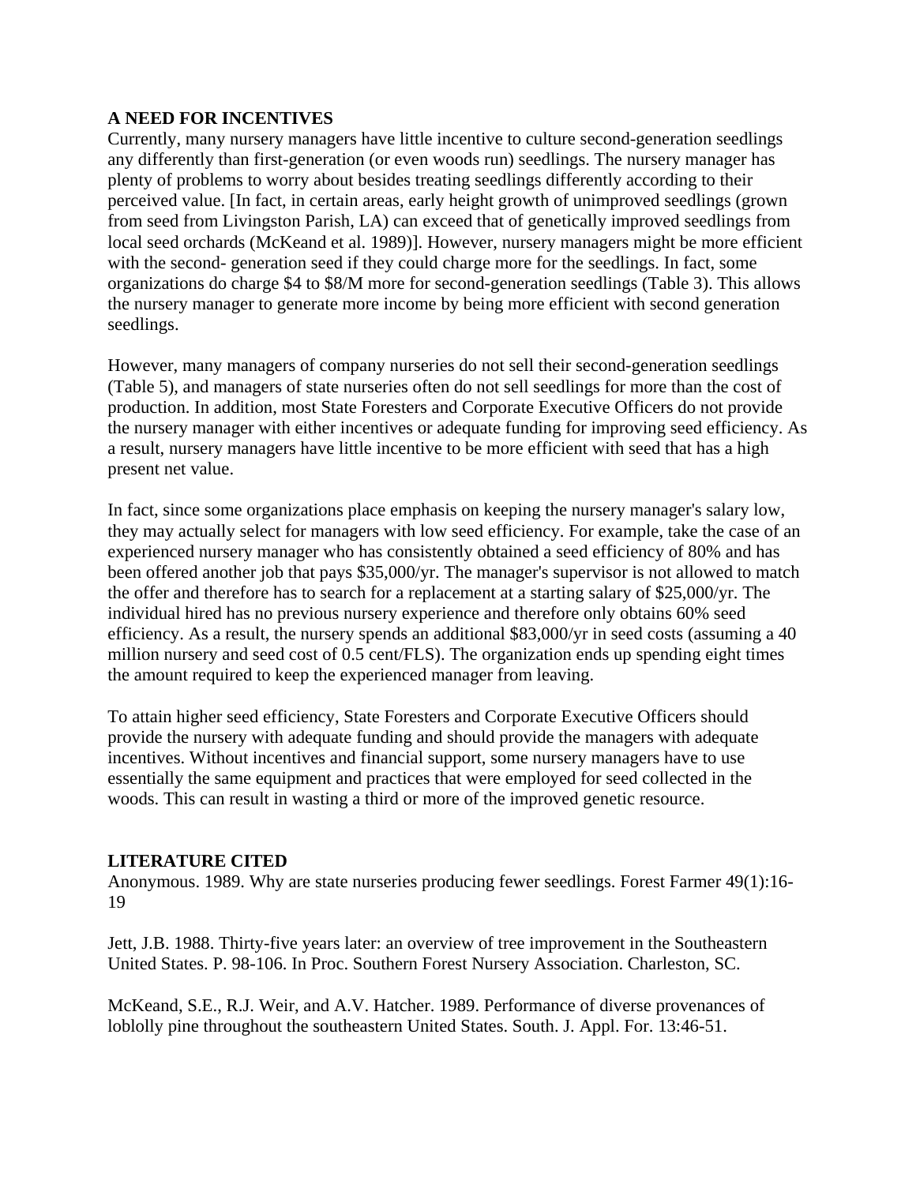## A NEED FOR INCENTIVES

Currently, many nursery managers have little incentive to culture second-generation seedlings any differently than first-generation (or even woods run) seedlings. The nursery manager has plenty of problems to worry about besides treating seedlings differently according to their perceived value. [In fact, in certain areas, early height growth of unimproved seedlings (grown from seed from Livingston Parish, LA) can exceed that of genetically improved seedlings from local seed orchards (McKeand et al. 1989)]. However, nursery managers might be more efficient with the second- generation seed if they could charge more for the seedlings. In fact, some organizations do charge $4 to $8/M more for second-generation seedlings (Table 3). This allows the nursery manager to generate more income by being more efficient with second generation seedlings.

However, many managers of company nurseries do not sell their second-generation seedlings (Table 5), and managers of state nurseries often do not sell seedlings for more than the cost of production. In addition, most State Foresters and Corporate Executive Officers do not provide the nursery manager with either incentives or adequate funding for improving seed efficiency. As a result, nursery managers have little incentive to be more efficient with seed that has a high present net value.

In fact, since some organizations place emphasis on keeping the nursery manager's salary low, they may actually select for managers with low seed efficiency. For example, take the case of an experienced nursery manager who has consistently obtained a seed efficiency of 80% and has been offered another job that pays $35,000/yr. The manager's supervisor is not allowed to match the offer and therefore has to search for a replacement at a starting salary of $25,000/yr. The individual hired has no previous nursery experience and therefore only obtains 60% seed efficiency. As a result, the nursery spends an additional $83,000/yr in seed costs (assuming a 40 million nursery and seed cost of 0.5 cent/FLS). The organization ends up spending eight times the amount required to keep the experienced manager from leaving.

To attain higher seed efficiency, State Foresters and Corporate Executive Officers should provide the nursery with adequate funding and should provide the managers with adequate incentives. Without incentives and financial support, some nursery managers have to use essentially the same equipment and practices that were employed for seed collected in the woods. This can result in wasting a third or more of the improved genetic resource.

## LITERATURE CITED

Anonymous. 1989. Why are state nurseries producing fewer seedlings. Forest Farmer 49(1):16-19

Jett, J.B. 1988. Thirty-five years later: an overview of tree improvement in the Southeastern United States. P. 98-106. In Proc. Southern Forest Nursery Association. Charleston, SC.

McKeand, S.E., R.J. Weir, and A.V. Hatcher. 1989. Performance of diverse provenances of loblolly pine throughout the southeastern United States. South. J. Appl. For. 13:46-51.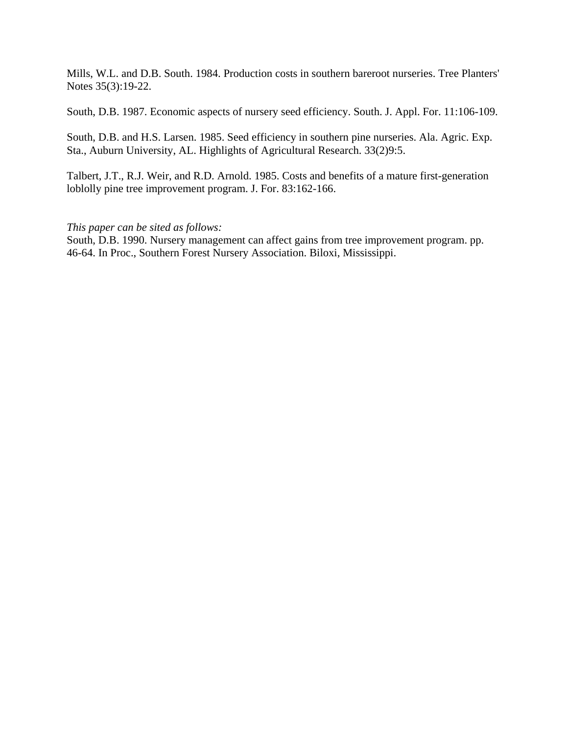Mills, W.L. and D.B. South. 1984. Production costs in southern bareroot nurseries. Tree Planters' Notes 35(3):19-22.

South, D.B. 1987. Economic aspects of nursery seed efficiency. South. J. Appl. For. 11:106-109.

South, D.B. and H.S. Larsen. 1985. Seed efficiency in southern pine nurseries. Ala. Agric. Exp. Sta., Auburn University, AL. Highlights of Agricultural Research. 33(2)9:5.

Talbert, J.T., R.J. Weir, and R.D. Arnold. 1985. Costs and benefits of a mature first-generation loblolly pine tree improvement program. J. For. 83:162-166.

*This paper can be sited as follows:*
South, D.B. 1990. Nursery management can affect gains from tree improvement program. pp. 46-64. In Proc., Southern Forest Nursery Association. Biloxi, Mississippi.